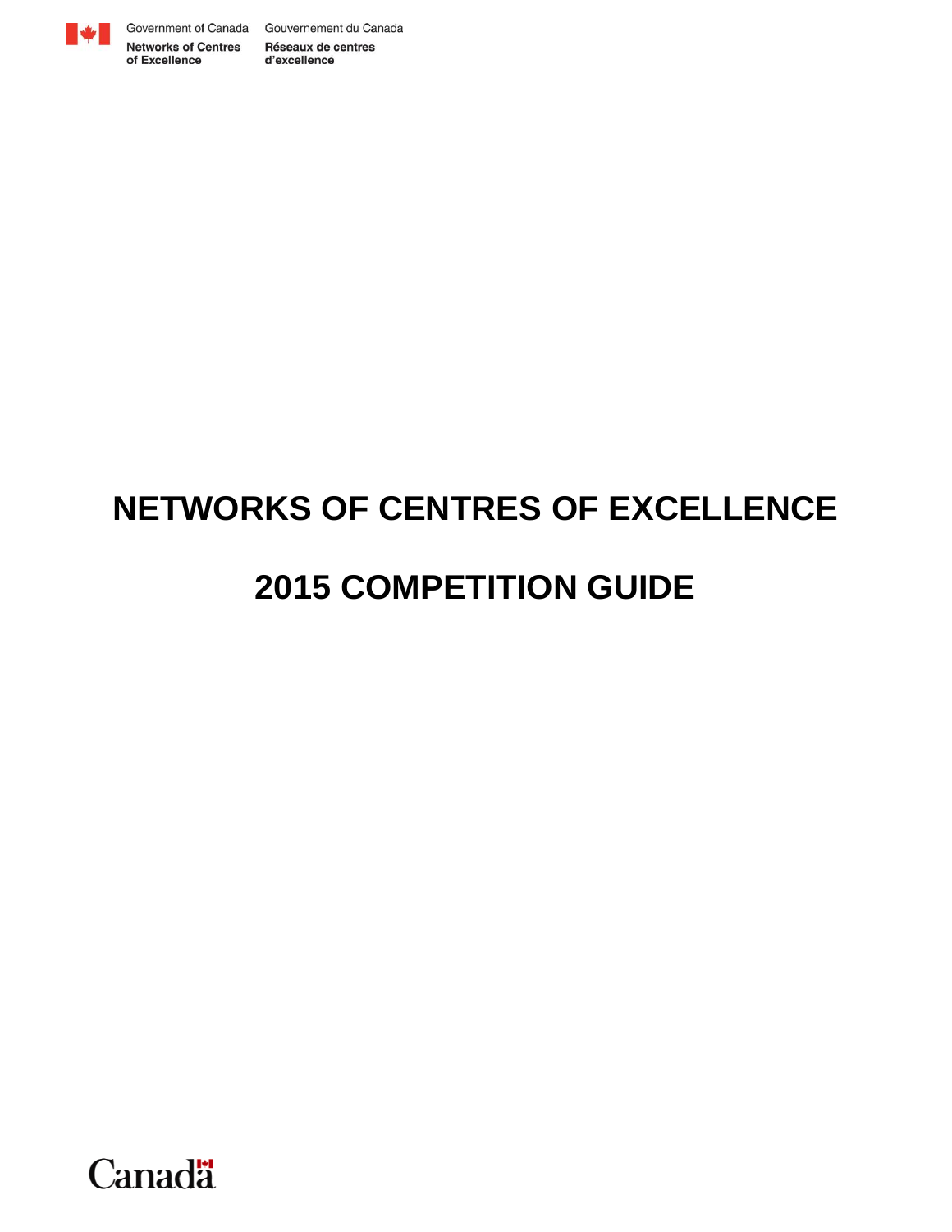Government of Canada Gouvernement du Canada

**Networks of Centres of Excellence** **Réseaux de centres d'excellence**

# NETWORKS OF CENTRES OF EXCELLENCE

# 2015 COMPETITION GUIDE

Canada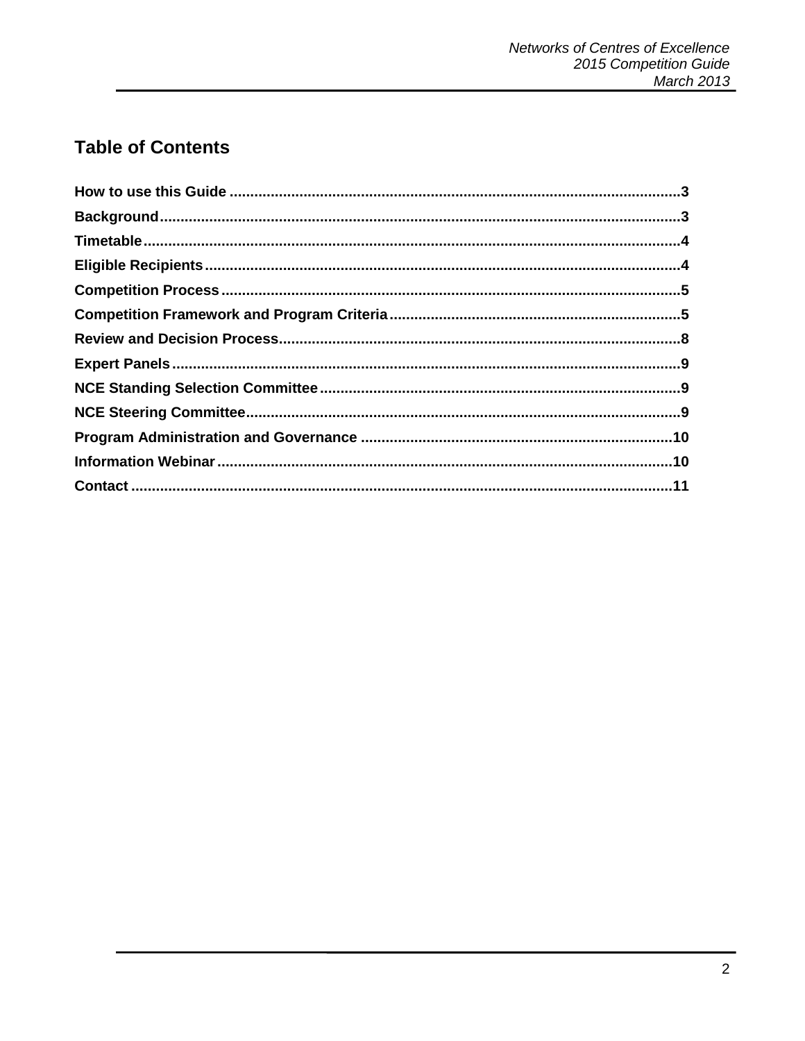## Table of Contents

| | |
|---|---|
| **How to use this Guide** | **3** |
| **Background** | **3** |
| **Timetable** | **4** |
| **Eligible Recipients** | **4** |
| **Competition Process** | **5** |
| **Competition Framework and Program Criteria** | **5** |
| **Review and Decision Process** | **8** |
| **Expert Panels** | **9** |
| **NCE Standing Selection Committee** | **9** |
| **NCE Steering Committee** | **9** |
| **Program Administration and Governance** | **10** |
| **Information Webinar** | **10** |
| **Contact** | **11** |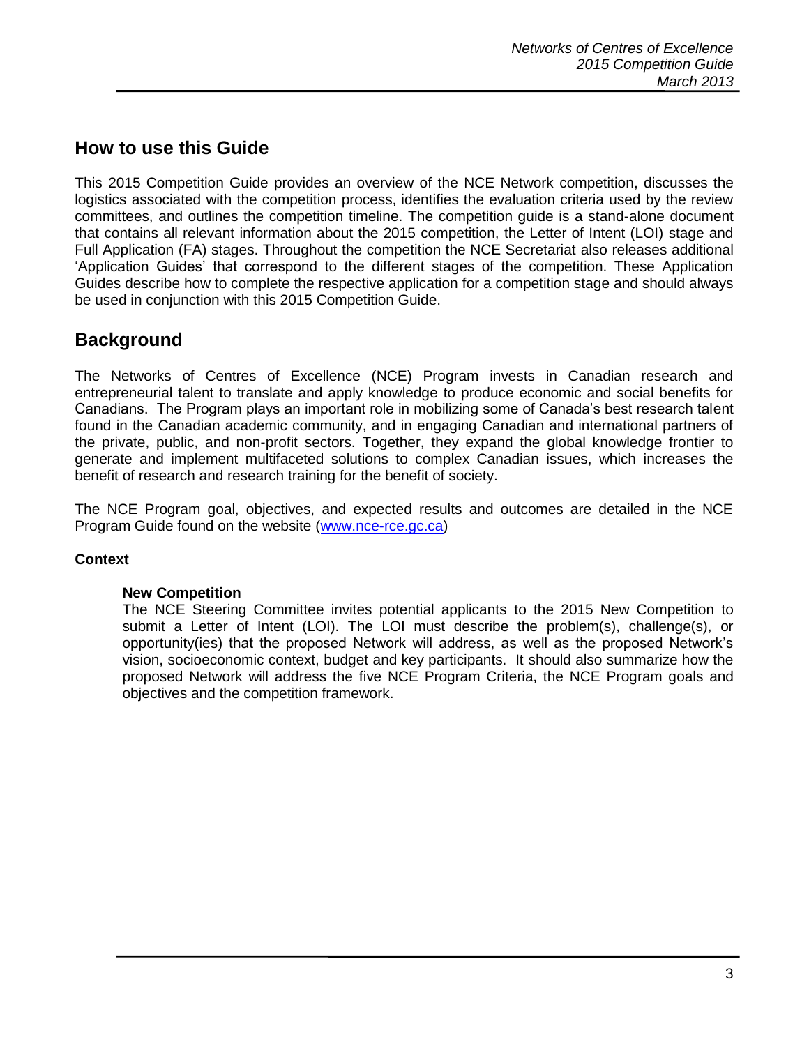## How to use this Guide

This 2015 Competition Guide provides an overview of the NCE Network competition, discusses the logistics associated with the competition process, identifies the evaluation criteria used by the review committees, and outlines the competition timeline. The competition guide is a stand-alone document that contains all relevant information about the 2015 competition, the Letter of Intent (LOI) stage and Full Application (FA) stages. Throughout the competition the NCE Secretariat also releases additional 'Application Guides' that correspond to the different stages of the competition. These Application Guides describe how to complete the respective application for a competition stage and should always be used in conjunction with this 2015 Competition Guide.

## Background

The Networks of Centres of Excellence (NCE) Program invests in Canadian research and entrepreneurial talent to translate and apply knowledge to produce economic and social benefits for Canadians. The Program plays an important role in mobilizing some of Canada's best research talent found in the Canadian academic community, and in engaging Canadian and international partners of the private, public, and non-profit sectors. Together, they expand the global knowledge frontier to generate and implement multifaceted solutions to complex Canadian issues, which increases the benefit of research and research training for the benefit of society.

The NCE Program goal, objectives, and expected results and outcomes are detailed in the NCE Program Guide found on the website ([www.nce-rce.gc.ca](http://www.nce-rce.gc.ca))

### Context

#### New Competition

The NCE Steering Committee invites potential applicants to the 2015 New Competition to submit a Letter of Intent (LOI). The LOI must describe the problem(s), challenge(s), or opportunity(ies) that the proposed Network will address, as well as the proposed Network's vision, socioeconomic context, budget and key participants. It should also summarize how the proposed Network will address the five NCE Program Criteria, the NCE Program goals and objectives and the competition framework.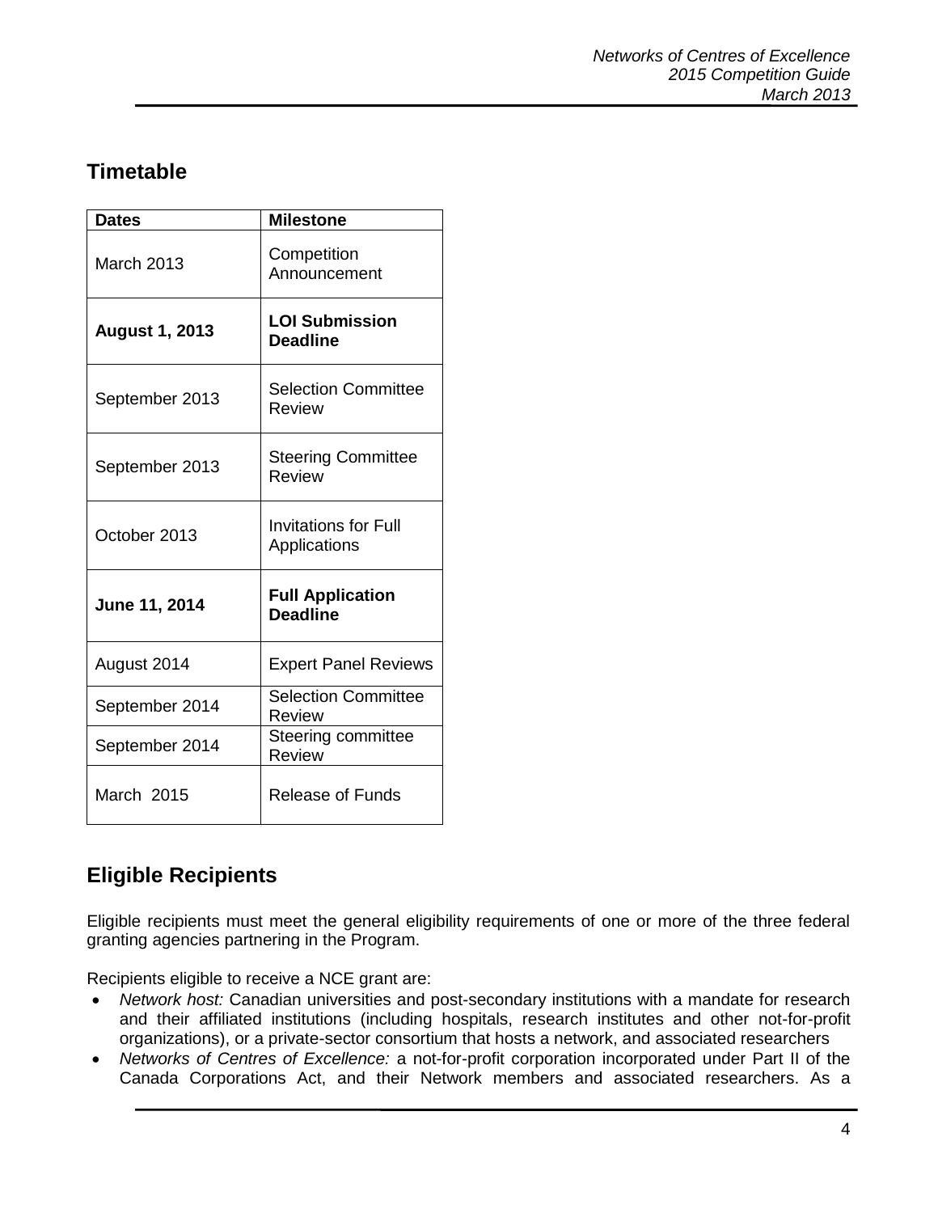## Timetable

| Dates | Milestone |
|---|---|
| March 2013 | Competition Announcement |
| **August 1, 2013** | **LOI Submission Deadline** |
| September 2013 | Selection Committee Review |
| September 2013 | Steering Committee Review |
| October 2013 | Invitations for Full Applications |
| **June 11, 2014** | **Full Application Deadline** |
| August 2014 | Expert Panel Reviews |
| September 2014 | Selection Committee Review |
| September 2014 | Steering committee Review |
| March 2015 | Release of Funds |

## Eligible Recipients

Eligible recipients must meet the general eligibility requirements of one or more of the three federal granting agencies partnering in the Program.

Recipients eligible to receive a NCE grant are:

- *Network host:* Canadian universities and post-secondary institutions with a mandate for research and their affiliated institutions (including hospitals, research institutes and other not-for-profit organizations), or a private-sector consortium that hosts a network, and associated researchers
- *Networks of Centres of Excellence:* a not-for-profit corporation incorporated under Part II of the Canada Corporations Act, and their Network members and associated researchers. As a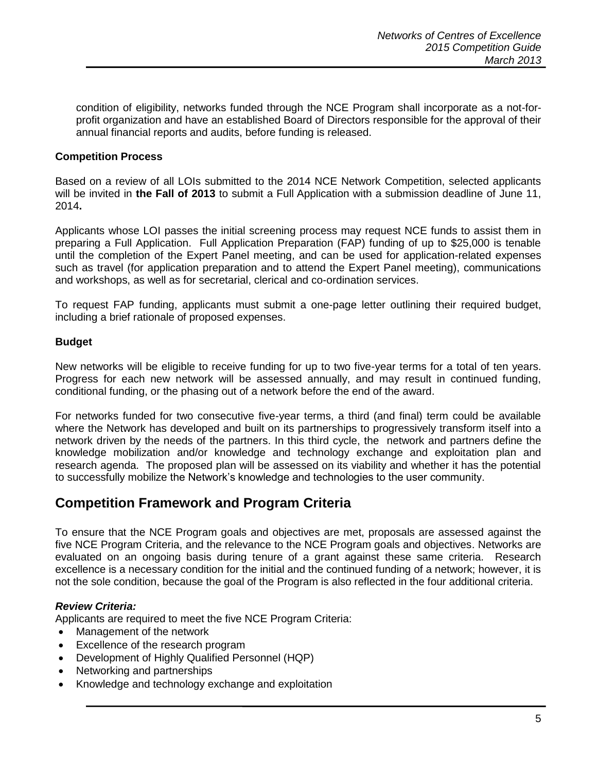condition of eligibility, networks funded through the NCE Program shall incorporate as a not-for-profit organization and have an established Board of Directors responsible for the approval of their annual financial reports and audits, before funding is released.

**Competition Process**

Based on a review of all LOIs submitted to the 2014 NCE Network Competition, selected applicants will be invited in **the Fall of 2013** to submit a Full Application with a submission deadline of June 11, 2014**.**

Applicants whose LOI passes the initial screening process may request NCE funds to assist them in preparing a Full Application. Full Application Preparation (FAP) funding of up to $25,000 is tenable until the completion of the Expert Panel meeting, and can be used for application-related expenses such as travel (for application preparation and to attend the Expert Panel meeting), communications and workshops, as well as for secretarial, clerical and co-ordination services.

To request FAP funding, applicants must submit a one-page letter outlining their required budget, including a brief rationale of proposed expenses.

**Budget**

New networks will be eligible to receive funding for up to two five-year terms for a total of ten years. Progress for each new network will be assessed annually, and may result in continued funding, conditional funding, or the phasing out of a network before the end of the award.

For networks funded for two consecutive five-year terms, a third (and final) term could be available where the Network has developed and built on its partnerships to progressively transform itself into a network driven by the needs of the partners. In this third cycle, the network and partners define the knowledge mobilization and/or knowledge and technology exchange and exploitation plan and research agenda. The proposed plan will be assessed on its viability and whether it has the potential to successfully mobilize the Network's knowledge and technologies to the user community.

## Competition Framework and Program Criteria

To ensure that the NCE Program goals and objectives are met, proposals are assessed against the five NCE Program Criteria, and the relevance to the NCE Program goals and objectives. Networks are evaluated on an ongoing basis during tenure of a grant against these same criteria. Research excellence is a necessary condition for the initial and the continued funding of a network; however, it is not the sole condition, because the goal of the Program is also reflected in the four additional criteria.

***Review Criteria:***
Applicants are required to meet the five NCE Program Criteria:

- Management of the network
- Excellence of the research program
- Development of Highly Qualified Personnel (HQP)
- Networking and partnerships
- Knowledge and technology exchange and exploitation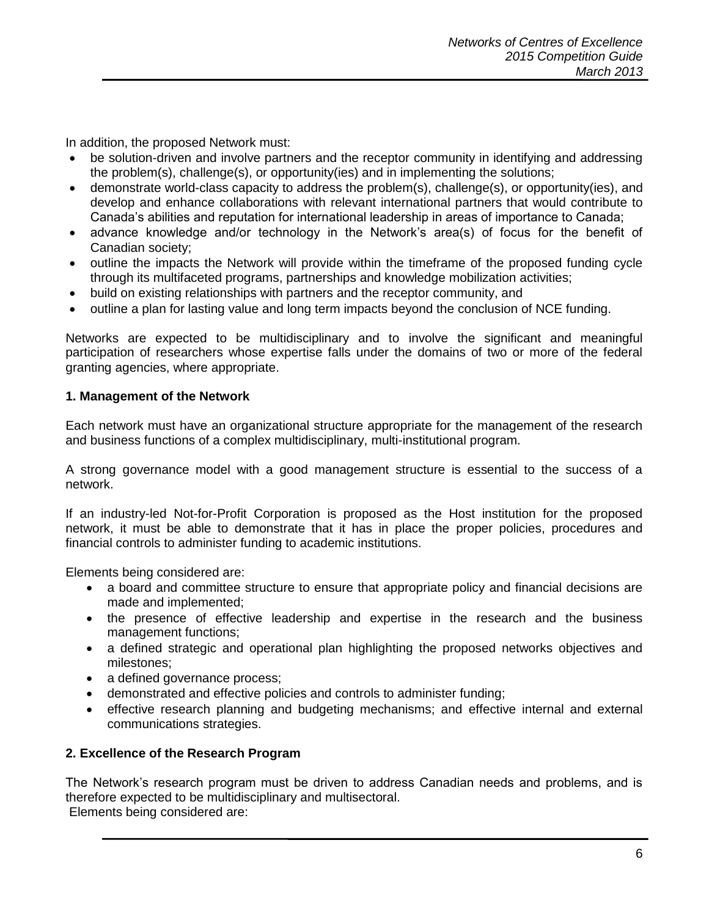In addition, the proposed Network must:

- be solution-driven and involve partners and the receptor community in identifying and addressing the problem(s), challenge(s), or opportunity(ies) and in implementing the solutions;
- demonstrate world-class capacity to address the problem(s), challenge(s), or opportunity(ies), and develop and enhance collaborations with relevant international partners that would contribute to Canada's abilities and reputation for international leadership in areas of importance to Canada;
- advance knowledge and/or technology in the Network's area(s) of focus for the benefit of Canadian society;
- outline the impacts the Network will provide within the timeframe of the proposed funding cycle through its multifaceted programs, partnerships and knowledge mobilization activities;
- build on existing relationships with partners and the receptor community, and
- outline a plan for lasting value and long term impacts beyond the conclusion of NCE funding.

Networks are expected to be multidisciplinary and to involve the significant and meaningful participation of researchers whose expertise falls under the domains of two or more of the federal granting agencies, where appropriate.

**1. Management of the Network**

Each network must have an organizational structure appropriate for the management of the research and business functions of a complex multidisciplinary, multi-institutional program.

A strong governance model with a good management structure is essential to the success of a network.

If an industry-led Not-for-Profit Corporation is proposed as the Host institution for the proposed network, it must be able to demonstrate that it has in place the proper policies, procedures and financial controls to administer funding to academic institutions.

Elements being considered are:

- a board and committee structure to ensure that appropriate policy and financial decisions are made and implemented;
- the presence of effective leadership and expertise in the research and the business management functions;
- a defined strategic and operational plan highlighting the proposed networks objectives and milestones;
- a defined governance process;
- demonstrated and effective policies and controls to administer funding;
- effective research planning and budgeting mechanisms; and effective internal and external communications strategies.

**2. Excellence of the Research Program**

The Network's research program must be driven to address Canadian needs and problems, and is therefore expected to be multidisciplinary and multisectoral.

Elements being considered are: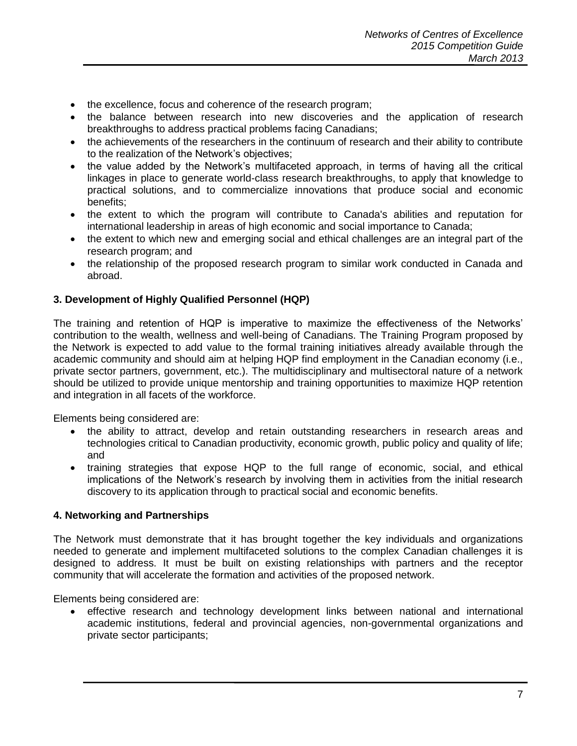- the excellence, focus and coherence of the research program;
- the balance between research into new discoveries and the application of research breakthroughs to address practical problems facing Canadians;
- the achievements of the researchers in the continuum of research and their ability to contribute to the realization of the Network's objectives;
- the value added by the Network's multifaceted approach, in terms of having all the critical linkages in place to generate world-class research breakthroughs, to apply that knowledge to practical solutions, and to commercialize innovations that produce social and economic benefits;
- the extent to which the program will contribute to Canada's abilities and reputation for international leadership in areas of high economic and social importance to Canada;
- the extent to which new and emerging social and ethical challenges are an integral part of the research program; and
- the relationship of the proposed research program to similar work conducted in Canada and abroad.

**3. Development of Highly Qualified Personnel (HQP)**

The training and retention of HQP is imperative to maximize the effectiveness of the Networks' contribution to the wealth, wellness and well-being of Canadians. The Training Program proposed by the Network is expected to add value to the formal training initiatives already available through the academic community and should aim at helping HQP find employment in the Canadian economy (i.e., private sector partners, government, etc.). The multidisciplinary and multisectoral nature of a network should be utilized to provide unique mentorship and training opportunities to maximize HQP retention and integration in all facets of the workforce.

Elements being considered are:

- the ability to attract, develop and retain outstanding researchers in research areas and technologies critical to Canadian productivity, economic growth, public policy and quality of life; and
- training strategies that expose HQP to the full range of economic, social, and ethical implications of the Network's research by involving them in activities from the initial research discovery to its application through to practical social and economic benefits.

**4. Networking and Partnerships**

The Network must demonstrate that it has brought together the key individuals and organizations needed to generate and implement multifaceted solutions to the complex Canadian challenges it is designed to address. It must be built on existing relationships with partners and the receptor community that will accelerate the formation and activities of the proposed network.

Elements being considered are:

- effective research and technology development links between national and international academic institutions, federal and provincial agencies, non-governmental organizations and private sector participants;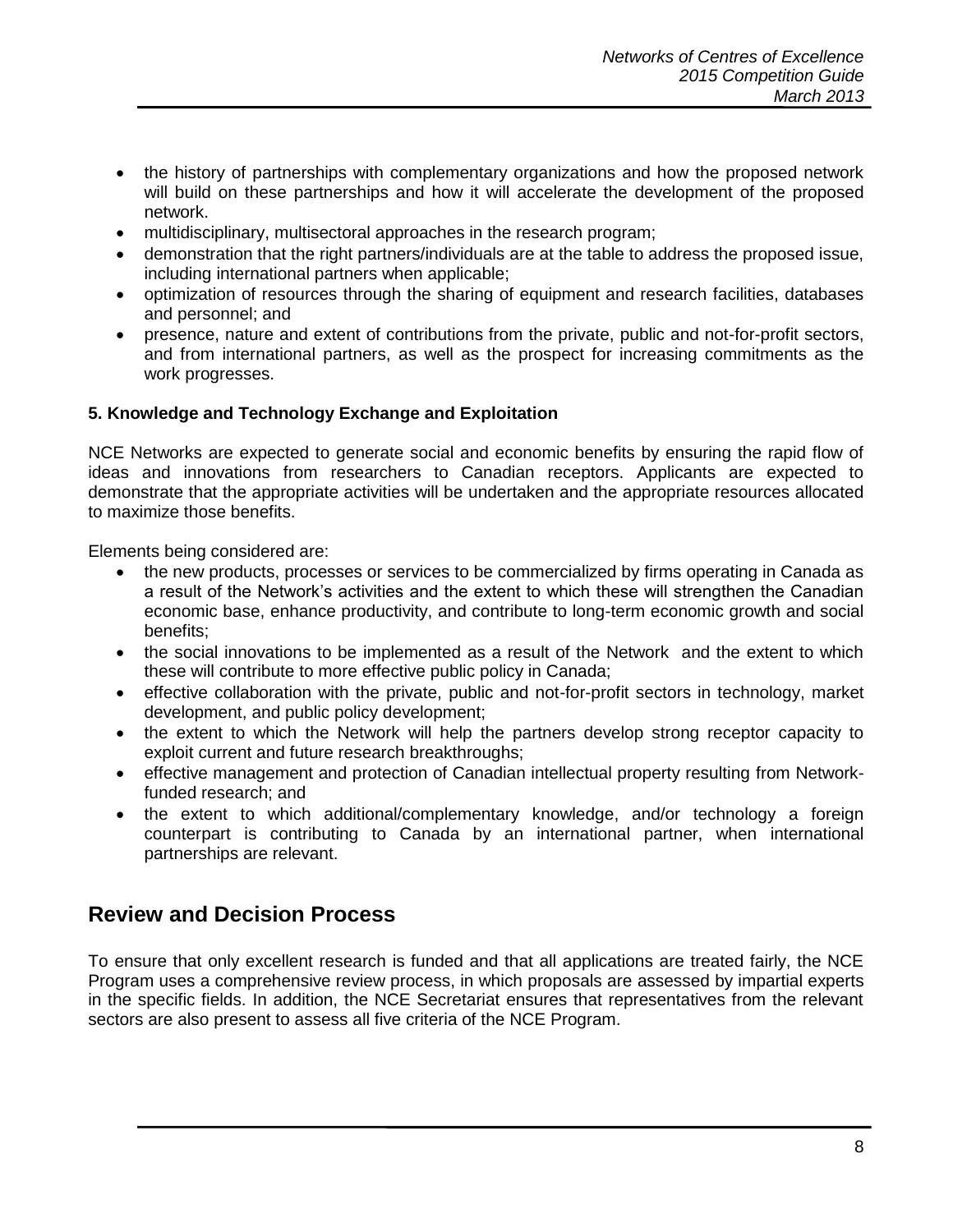- the history of partnerships with complementary organizations and how the proposed network will build on these partnerships and how it will accelerate the development of the proposed network.
- multidisciplinary, multisectoral approaches in the research program;
- demonstration that the right partners/individuals are at the table to address the proposed issue, including international partners when applicable;
- optimization of resources through the sharing of equipment and research facilities, databases and personnel; and
- presence, nature and extent of contributions from the private, public and not-for-profit sectors, and from international partners, as well as the prospect for increasing commitments as the work progresses.

**5. Knowledge and Technology Exchange and Exploitation**

NCE Networks are expected to generate social and economic benefits by ensuring the rapid flow of ideas and innovations from researchers to Canadian receptors. Applicants are expected to demonstrate that the appropriate activities will be undertaken and the appropriate resources allocated to maximize those benefits.

Elements being considered are:

- the new products, processes or services to be commercialized by firms operating in Canada as a result of the Network's activities and the extent to which these will strengthen the Canadian economic base, enhance productivity, and contribute to long-term economic growth and social benefits;
- the social innovations to be implemented as a result of the Network and the extent to which these will contribute to more effective public policy in Canada;
- effective collaboration with the private, public and not-for-profit sectors in technology, market development, and public policy development;
- the extent to which the Network will help the partners develop strong receptor capacity to exploit current and future research breakthroughs;
- effective management and protection of Canadian intellectual property resulting from Network-funded research; and
- the extent to which additional/complementary knowledge, and/or technology a foreign counterpart is contributing to Canada by an international partner, when international partnerships are relevant.

## Review and Decision Process

To ensure that only excellent research is funded and that all applications are treated fairly, the NCE Program uses a comprehensive review process, in which proposals are assessed by impartial experts in the specific fields. In addition, the NCE Secretariat ensures that representatives from the relevant sectors are also present to assess all five criteria of the NCE Program.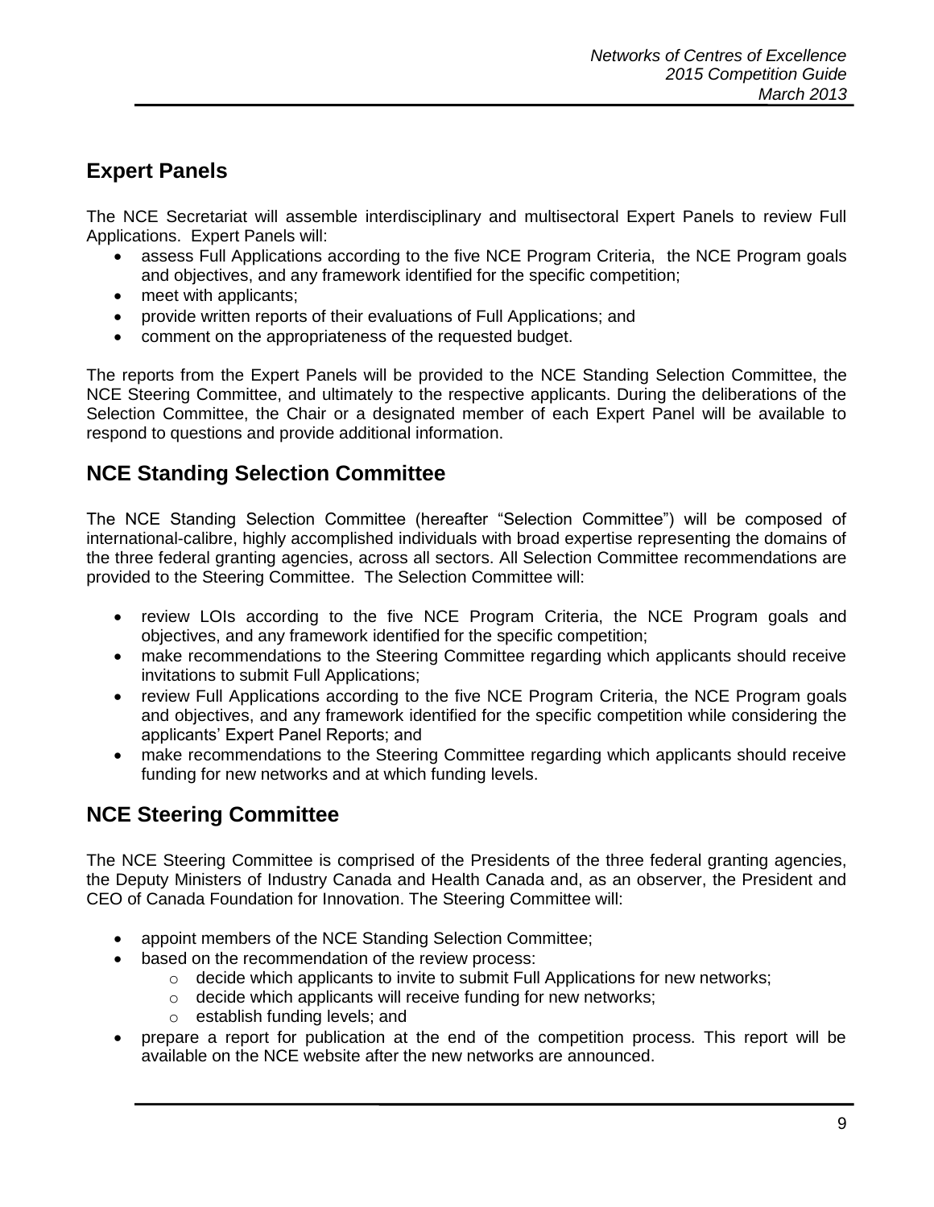## Expert Panels

The NCE Secretariat will assemble interdisciplinary and multisectoral Expert Panels to review Full Applications. Expert Panels will:

- assess Full Applications according to the five NCE Program Criteria, the NCE Program goals and objectives, and any framework identified for the specific competition;
- meet with applicants;
- provide written reports of their evaluations of Full Applications; and
- comment on the appropriateness of the requested budget.

The reports from the Expert Panels will be provided to the NCE Standing Selection Committee, the NCE Steering Committee, and ultimately to the respective applicants. During the deliberations of the Selection Committee, the Chair or a designated member of each Expert Panel will be available to respond to questions and provide additional information.

## NCE Standing Selection Committee

The NCE Standing Selection Committee (hereafter "Selection Committee") will be composed of international-calibre, highly accomplished individuals with broad expertise representing the domains of the three federal granting agencies, across all sectors. All Selection Committee recommendations are provided to the Steering Committee. The Selection Committee will:

- review LOIs according to the five NCE Program Criteria, the NCE Program goals and objectives, and any framework identified for the specific competition;
- make recommendations to the Steering Committee regarding which applicants should receive invitations to submit Full Applications;
- review Full Applications according to the five NCE Program Criteria, the NCE Program goals and objectives, and any framework identified for the specific competition while considering the applicants' Expert Panel Reports; and
- make recommendations to the Steering Committee regarding which applicants should receive funding for new networks and at which funding levels.

## NCE Steering Committee

The NCE Steering Committee is comprised of the Presidents of the three federal granting agencies, the Deputy Ministers of Industry Canada and Health Canada and, as an observer, the President and CEO of Canada Foundation for Innovation. The Steering Committee will:

- appoint members of the NCE Standing Selection Committee;
- based on the recommendation of the review process:
  - decide which applicants to invite to submit Full Applications for new networks;
  - decide which applicants will receive funding for new networks;
  - establish funding levels; and
- prepare a report for publication at the end of the competition process. This report will be available on the NCE website after the new networks are announced.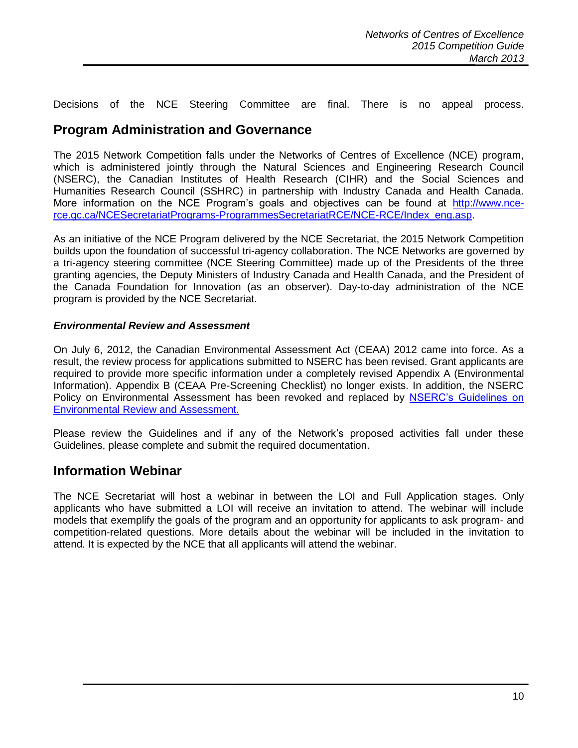Decisions of the NCE Steering Committee are final. There is no appeal process.

## Program Administration and Governance

The 2015 Network Competition falls under the Networks of Centres of Excellence (NCE) program, which is administered jointly through the Natural Sciences and Engineering Research Council (NSERC), the Canadian Institutes of Health Research (CIHR) and the Social Sciences and Humanities Research Council (SSHRC) in partnership with Industry Canada and Health Canada. More information on the NCE Program's goals and objectives can be found at [http://www.nce-rce.gc.ca/NCESecretariatPrograms-ProgrammesSecretariatRCE/NCE-RCE/Index_eng.asp](http://www.nce-rce.gc.ca/NCESecretariatPrograms-ProgrammesSecretariatRCE/NCE-RCE/Index_eng.asp).

As an initiative of the NCE Program delivered by the NCE Secretariat, the 2015 Network Competition builds upon the foundation of successful tri-agency collaboration. The NCE Networks are governed by a tri-agency steering committee (NCE Steering Committee) made up of the Presidents of the three granting agencies, the Deputy Ministers of Industry Canada and Health Canada, and the President of the Canada Foundation for Innovation (as an observer). Day-to-day administration of the NCE program is provided by the NCE Secretariat.

### *Environmental Review and Assessment*

On July 6, 2012, the Canadian Environmental Assessment Act (CEAA) 2012 came into force. As a result, the review process for applications submitted to NSERC has been revised. Grant applicants are required to provide more specific information under a completely revised Appendix A (Environmental Information). Appendix B (CEAA Pre-Screening Checklist) no longer exists. In addition, the NSERC Policy on Environmental Assessment has been revoked and replaced by NSERC's Guidelines on Environmental Review and Assessment.

Please review the Guidelines and if any of the Network's proposed activities fall under these Guidelines, please complete and submit the required documentation.

## Information Webinar

The NCE Secretariat will host a webinar in between the LOI and Full Application stages. Only applicants who have submitted a LOI will receive an invitation to attend. The webinar will include models that exemplify the goals of the program and an opportunity for applicants to ask program- and competition-related questions. More details about the webinar will be included in the invitation to attend. It is expected by the NCE that all applicants will attend the webinar.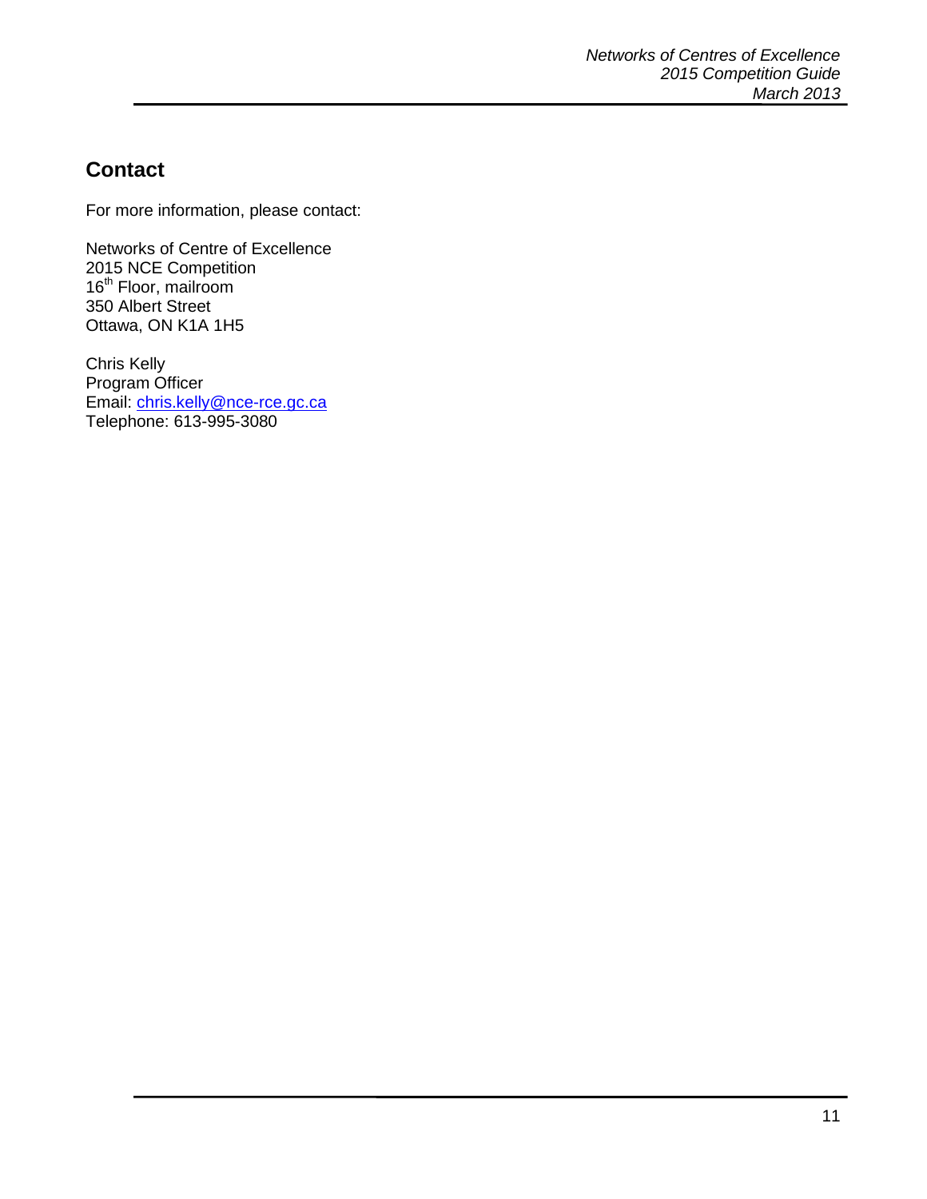## Contact

For more information, please contact:

Networks of Centre of Excellence
2015 NCE Competition
16th Floor, mailroom
350 Albert Street
Ottawa, ON K1A 1H5

Chris Kelly
Program Officer
Email: chris.kelly@nce-rce.gc.ca
Telephone: 613-995-3080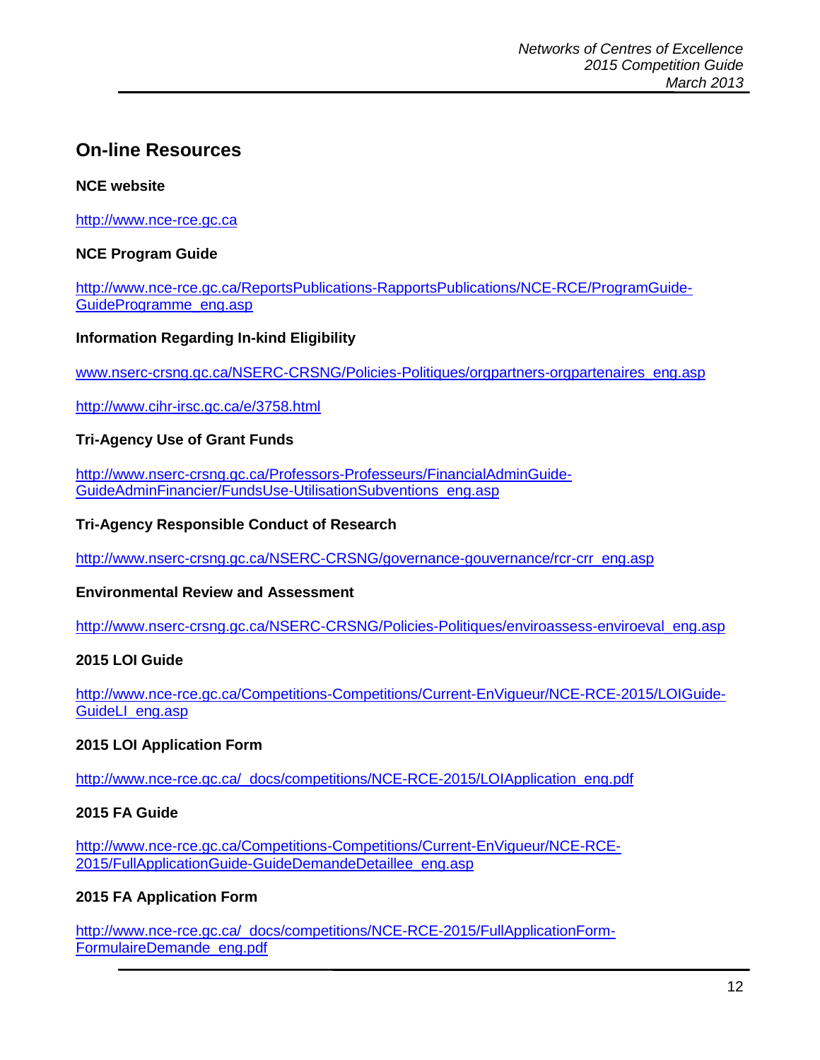## On-line Resources

**NCE website**

http://www.nce-rce.gc.ca

**NCE Program Guide**

http://www.nce-rce.gc.ca/ReportsPublications-RapportsPublications/NCE-RCE/ProgramGuide-GuideProgramme_eng.asp

**Information Regarding In-kind Eligibility**

www.nserc-crsng.gc.ca/NSERC-CRSNG/Policies-Politiques/orgpartners-orgpartenaires_eng.asp

http://www.cihr-irsc.gc.ca/e/3758.html

**Tri-Agency Use of Grant Funds**

http://www.nserc-crsng.gc.ca/Professors-Professeurs/FinancialAdminGuide-GuideAdminFinancier/FundsUse-UtilisationSubventions_eng.asp

**Tri-Agency Responsible Conduct of Research**

http://www.nserc-crsng.gc.ca/NSERC-CRSNG/governance-gouvernance/rcr-crr_eng.asp

**Environmental Review and Assessment**

http://www.nserc-crsng.gc.ca/NSERC-CRSNG/Policies-Politiques/enviroassess-enviroeval_eng.asp

**2015 LOI Guide**

http://www.nce-rce.gc.ca/Competitions-Competitions/Current-EnVigueur/NCE-RCE-2015/LOIGuide-GuideLI_eng.asp

**2015 LOI Application Form**

http://www.nce-rce.gc.ca/_docs/competitions/NCE-RCE-2015/LOIApplication_eng.pdf

**2015 FA Guide**

http://www.nce-rce.gc.ca/Competitions-Competitions/Current-EnVigueur/NCE-RCE-2015/FullApplicationGuide-GuideDemandeDetaillee_eng.asp

**2015 FA Application Form**

http://www.nce-rce.gc.ca/_docs/competitions/NCE-RCE-2015/FullApplicationForm-FormulaireDemande_eng.pdf